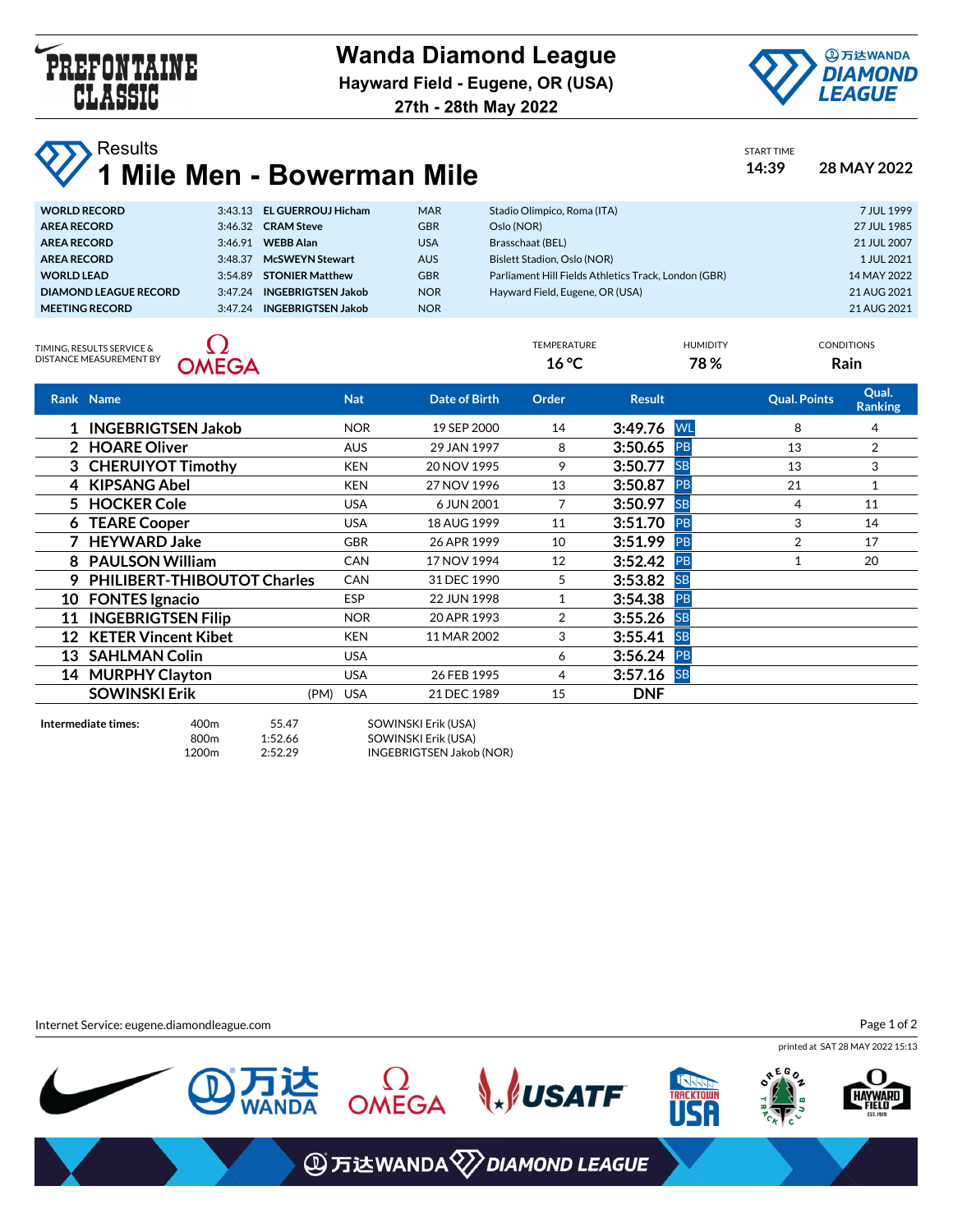# Wanda Diamond League

**Hayward Field - Eugene, OR (USA)**

**27th - 28th May 2022**

## Results

# 1 Mile Men - Bowerman Mile

START TIME **14:39** **28 MAY 2022**

| | | | | | |
|---|---|---|---|---|---|
| **WORLD RECORD** | 3:43.13 | **EL GUERROUJ Hicham** | MAR | Stadio Olimpico, Roma (ITA) | 7 JUL 1999 |
| **AREA RECORD** | 3:46.32 | **CRAM Steve** | GBR | Oslo (NOR) | 27 JUL 1985 |
| **AREA RECORD** | 3:46.91 | **WEBB Alan** | USA | Brasschaat (BEL) | 21 JUL 2007 |
| **AREA RECORD** | 3:48.37 | **McSWEYN Stewart** | AUS | Bislett Stadion, Oslo (NOR) | 1 JUL 2021 |
| **WORLD LEAD** | 3:54.89 | **STONIER Matthew** | GBR | Parliament Hill Fields Athletics Track, London (GBR) | 14 MAY 2022 |
| **DIAMOND LEAGUE RECORD** | 3:47.24 | **INGEBRIGTSEN Jakob** | NOR | Hayward Field, Eugene, OR (USA) | 21 AUG 2021 |
| **MEETING RECORD** | 3:47.24 | **INGEBRIGTSEN Jakob** | NOR | | 21 AUG 2021 |

TIMING, RESULTS SERVICE & DISTANCE MEASUREMENT BY OMEGA

| TEMPERATURE | HUMIDITY | CONDITIONS |
|---|---|---|
| 16 °C | 78 % | Rain |

| Rank | Name | | Nat | Date of Birth | Order | Result | | Qual. Points | Qual. Ranking |
|---|---|---|---|---|---|---|---|---|---|
| 1 | **INGEBRIGTSEN Jakob** | | NOR | 19 SEP 2000 | 14 | **3:49.76** | WL | 8 | 4 |
| 2 | **HOARE Oliver** | | AUS | 29 JAN 1997 | 8 | **3:50.65** | PB | 13 | 2 |
| 3 | **CHERUIYOT Timothy** | | KEN | 20 NOV 1995 | 9 | **3:50.77** | SB | 13 | 3 |
| 4 | **KIPSANG Abel** | | KEN | 27 NOV 1996 | 13 | **3:50.87** | PB | 21 | 1 |
| 5 | **HOCKER Cole** | | USA | 6 JUN 2001 | 7 | **3:50.97** | SB | 4 | 11 |
| 6 | **TEARE Cooper** | | USA | 18 AUG 1999 | 11 | **3:51.70** | PB | 3 | 14 |
| 7 | **HEYWARD Jake** | | GBR | 26 APR 1999 | 10 | **3:51.99** | PB | 2 | 17 |
| 8 | **PAULSON William** | | CAN | 17 NOV 1994 | 12 | **3:52.42** | PB | 1 | 20 |
| 9 | **PHILIBERT-THIBOUTOT Charles** | | CAN | 31 DEC 1990 | 5 | **3:53.82** | SB | | |
| 10 | **FONTES Ignacio** | | ESP | 22 JUN 1998 | 1 | **3:54.38** | PB | | |
| 11 | **INGEBRIGTSEN Filip** | | NOR | 20 APR 1993 | 2 | **3:55.26** | SB | | |
| 12 | **KETER Vincent Kibet** | | KEN | 11 MAR 2002 | 3 | **3:55.41** | SB | | |
| 13 | **SAHLMAN Colin** | | USA | | 6 | **3:56.24** | PB | | |
| 14 | **MURPHY Clayton** | | USA | 26 FEB 1995 | 4 | **3:57.16** | SB | | |
| | **SOWINSKI Erik** | (PM) | USA | 21 DEC 1989 | 15 | **DNF** | | | |

**Intermediate times:**

| | | |
|---|---|---|
| 400m | 55.47 | SOWINSKI Erik (USA) |
| 800m | 1:52.66 | SOWINSKI Erik (USA) |
| 1200m | 2:52.29 | INGEBRIGTSEN Jakob (NOR) |

Internet Service: eugene.diamondleague.com

printed at SAT 28 MAY 2022 15:13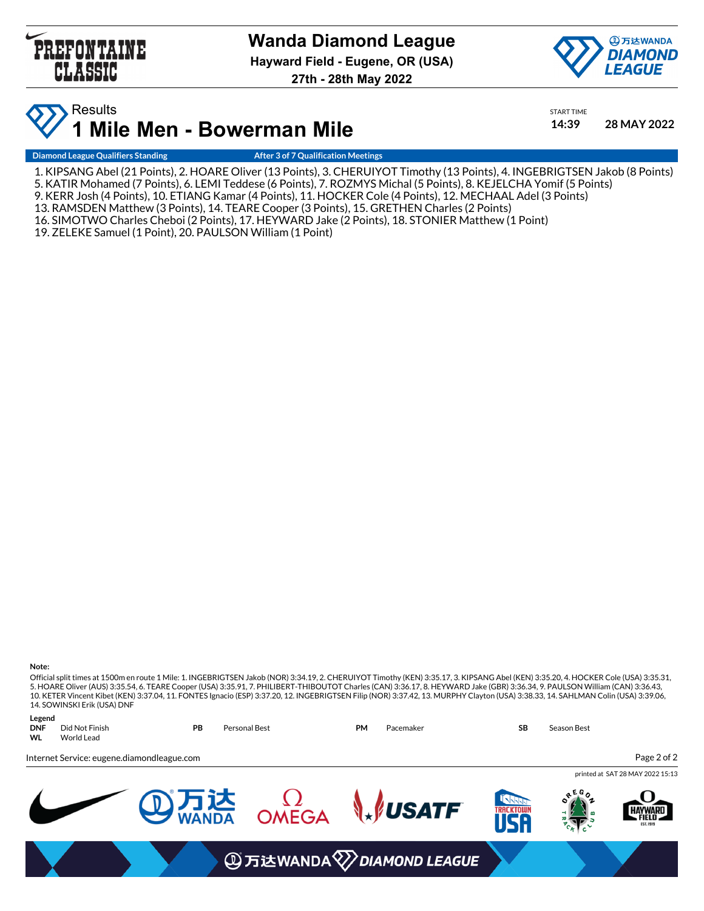# Wanda Diamond League

**Hayward Field - Eugene, OR (USA)**

**27th - 28th May 2022**

Results

## 1 Mile Men - Bowerman Mile

START TIME **14:39** **28 MAY 2022**

**Diamond League Qualifiers Standing** — **After 3 of 7 Qualification Meetings**

1. KIPSANG Abel (21 Points), 2. HOARE Oliver (13 Points), 3. CHERUIYOT Timothy (13 Points), 4. INGEBRIGTSEN Jakob (8 Points)
5. KATIR Mohamed (7 Points), 6. LEMI Teddese (6 Points), 7. ROZMYS Michal (5 Points), 8. KEJELCHA Yomif (5 Points)
9. KERR Josh (4 Points), 10. ETIANG Kamar (4 Points), 11. HOCKER Cole (4 Points), 12. MECHAAL Adel (3 Points)
13. RAMSDEN Matthew (3 Points), 14. TEARE Cooper (3 Points), 15. GRETHEN Charles (2 Points)
16. SIMOTWO Charles Cheboi (2 Points), 17. HEYWARD Jake (2 Points), 18. STONIER Matthew (1 Point)
19. ZELEKE Samuel (1 Point), 20. PAULSON William (1 Point)

**Note:**

Official split times at 1500m en route 1 Mile: 1. INGEBRIGTSEN Jakob (NOR) 3:34.19, 2. CHERUIYOT Timothy (KEN) 3:35.17, 3. KIPSANG Abel (KEN) 3:35.20, 4. HOCKER Cole (USA) 3:35.31, 5. HOARE Oliver (AUS) 3:35.54, 6. TEARE Cooper (USA) 3:35.91, 7. PHILIBERT-THIBOUTOT Charles (CAN) 3:36.17, 8. HEYWARD Jake (GBR) 3:36.34, 9. PAULSON William (CAN) 3:36.43, 10. KETER Vincent Kibet (KEN) 3:37.04, 11. FONTES Ignacio (ESP) 3:37.20, 12. INGEBRIGTSEN Filip (NOR) 3:37.42, 13. MURPHY Clayton (USA) 3:38.33, 14. SAHLMAN Colin (USA) 3:39.06, 14. SOWINSKI Erik (USA) DNF

**Legend**

| | | | | | | | |
|---|---|---|---|---|---|---|---|
| **DNF** | Did Not Finish | **PB** | Personal Best | **PM** | Pacemaker | **SB** | Season Best |
| **WL** | World Lead | | | | | | |

Internet Service: eugene.diamondleague.com

printed at SAT 28 MAY 2022 15:13